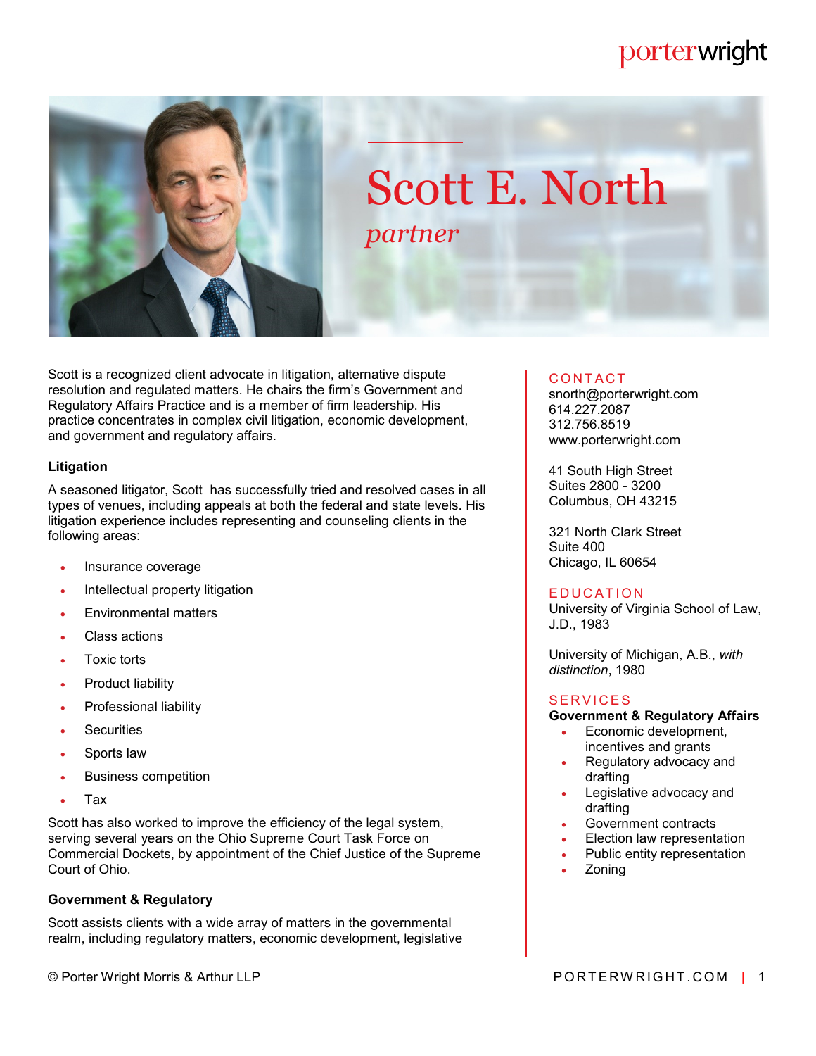# Scott E. North

*partner*

Scott is a recognized client advocate in litigation, alternative dispute resolution and regulated matters. He chairs the firm's Government and Regulatory Affairs Practice and is a member of firm leadership. His practice concentrates in complex civil litigation, economic development, and government and regulatory affairs.

### Litigation

A seasoned litigator, Scott has successfully tried and resolved cases in all types of venues, including appeals at both the federal and state levels. His litigation experience includes representing and counseling clients in the following areas:

- Insurance coverage
- Intellectual property litigation
- Environmental matters
- Class actions
- Toxic torts
- Product liability
- Professional liability
- Securities
- Sports law
- Business competition
- Tax

Scott has also worked to improve the efficiency of the legal system, serving several years on the Ohio Supreme Court Task Force on Commercial Dockets, by appointment of the Chief Justice of the Supreme Court of Ohio.

### Government & Regulatory

Scott assists clients with a wide array of matters in the governmental realm, including regulatory matters, economic development, legislative

## CONTACT

snorth@porterwright.com
614.227.2087
312.756.8519
www.porterwright.com

41 South High Street
Suites 2800 - 3200
Columbus, OH 43215

321 North Clark Street
Suite 400
Chicago, IL 60654

## EDUCATION

University of Virginia School of Law, J.D., 1983

University of Michigan, A.B., *with distinction*, 1980

## SERVICES

**Government & Regulatory Affairs**

- Economic development, incentives and grants
- Regulatory advocacy and drafting
- Legislative advocacy and drafting
- Government contracts
- Election law representation
- Public entity representation
- Zoning

© Porter Wright Morris & Arthur LLP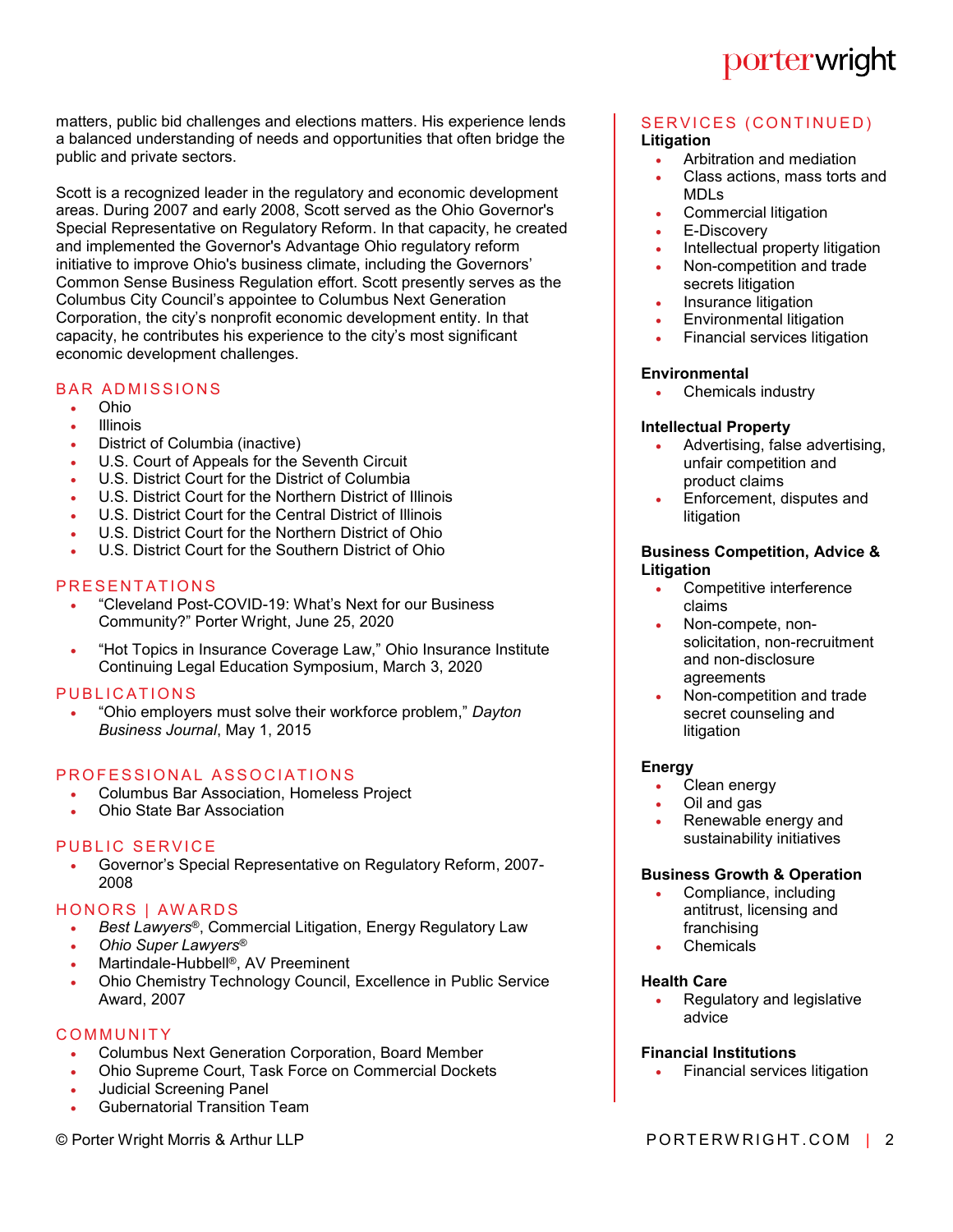matters, public bid challenges and elections matters. His experience lends a balanced understanding of needs and opportunities that often bridge the public and private sectors.

Scott is a recognized leader in the regulatory and economic development areas. During 2007 and early 2008, Scott served as the Ohio Governor's Special Representative on Regulatory Reform. In that capacity, he created and implemented the Governor's Advantage Ohio regulatory reform initiative to improve Ohio's business climate, including the Governors' Common Sense Business Regulation effort. Scott presently serves as the Columbus City Council's appointee to Columbus Next Generation Corporation, the city's nonprofit economic development entity. In that capacity, he contributes his experience to the city's most significant economic development challenges.

## BAR ADMISSIONS

- Ohio
- Illinois
- District of Columbia (inactive)
- U.S. Court of Appeals for the Seventh Circuit
- U.S. District Court for the District of Columbia
- U.S. District Court for the Northern District of Illinois
- U.S. District Court for the Central District of Illinois
- U.S. District Court for the Northern District of Ohio
- U.S. District Court for the Southern District of Ohio

## PRESENTATIONS

- "Cleveland Post-COVID-19: What's Next for our Business Community?" Porter Wright, June 25, 2020
- "Hot Topics in Insurance Coverage Law," Ohio Insurance Institute Continuing Legal Education Symposium, March 3, 2020

## PUBLICATIONS

- "Ohio employers must solve their workforce problem," *Dayton Business Journal*, May 1, 2015

## PROFESSIONAL ASSOCIATIONS

- Columbus Bar Association, Homeless Project
- Ohio State Bar Association

## PUBLIC SERVICE

- Governor's Special Representative on Regulatory Reform, 2007-2008

## HONORS | AWARDS

- *Best Lawyers®*, Commercial Litigation, Energy Regulatory Law
- *Ohio Super Lawyers®*
- Martindale-Hubbell®, AV Preeminent
- Ohio Chemistry Technology Council, Excellence in Public Service Award, 2007

## COMMUNITY

- Columbus Next Generation Corporation, Board Member
- Ohio Supreme Court, Task Force on Commercial Dockets
- Judicial Screening Panel
- Gubernatorial Transition Team

## SERVICES (CONTINUED)

**Litigation**

- Arbitration and mediation
- Class actions, mass torts and MDLs
- Commercial litigation
- E-Discovery
- Intellectual property litigation
- Non-competition and trade secrets litigation
- Insurance litigation
- Environmental litigation
- Financial services litigation

**Environmental**

- Chemicals industry

**Intellectual Property**

- Advertising, false advertising, unfair competition and product claims
- Enforcement, disputes and litigation

**Business Competition, Advice & Litigation**

- Competitive interference claims
- Non-compete, non-solicitation, non-recruitment and non-disclosure agreements
- Non-competition and trade secret counseling and litigation

**Energy**

- Clean energy
- Oil and gas
- Renewable energy and sustainability initiatives

**Business Growth & Operation**

- Compliance, including antitrust, licensing and franchising
- Chemicals

**Health Care**

- Regulatory and legislative advice

**Financial Institutions**

- Financial services litigation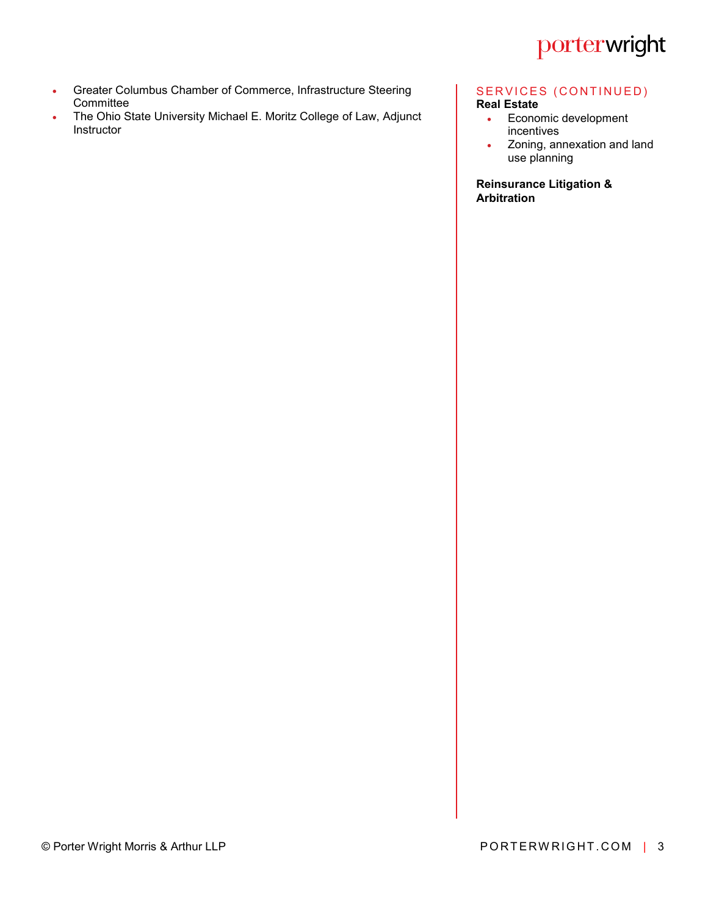- Greater Columbus Chamber of Commerce, Infrastructure Steering Committee
- The Ohio State University Michael E. Moritz College of Law, Adjunct Instructor

## SERVICES (CONTINUED)

**Real Estate**

- Economic development incentives
- Zoning, annexation and land use planning

**Reinsurance Litigation & Arbitration**